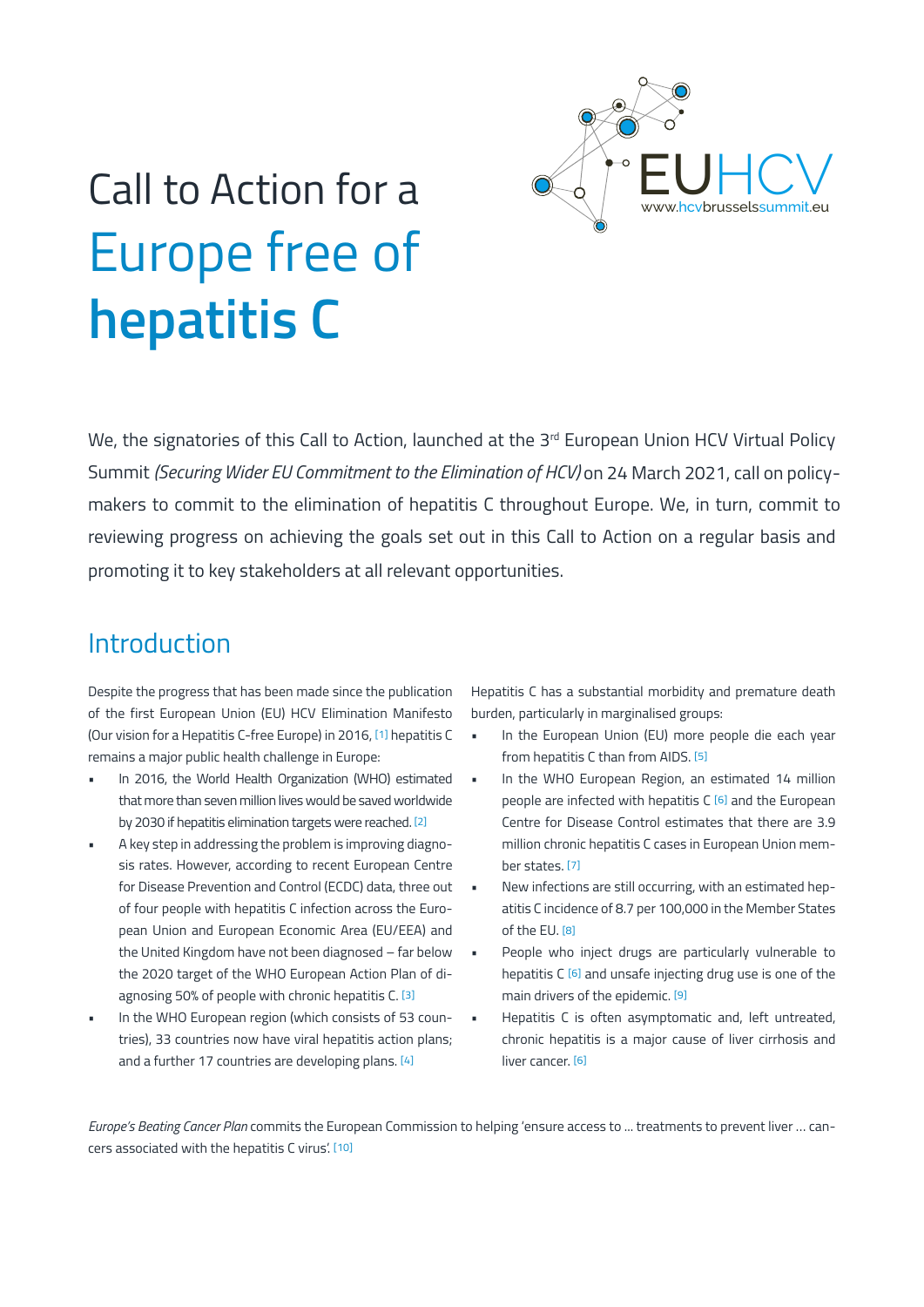# Call to Action for a Europe free of **hepatitis C**

EUHCV
www.hcvbrusselssummit.eu

We, the signatories of this Call to Action, launched at the 3rd European Union HCV Virtual Policy Summit *(Securing Wider EU Commitment to the Elimination of HCV)* on 24 March 2021, call on policymakers to commit to the elimination of hepatitis C throughout Europe. We, in turn, commit to reviewing progress on achieving the goals set out in this Call to Action on a regular basis and promoting it to key stakeholders at all relevant opportunities.

## Introduction

Despite the progress that has been made since the publication of the first European Union (EU) HCV Elimination Manifesto (Our vision for a Hepatitis C-free Europe) in 2016, [1] hepatitis C remains a major public health challenge in Europe:

- In 2016, the World Health Organization (WHO) estimated that more than seven million lives would be saved worldwide by 2030 if hepatitis elimination targets were reached. [2]
- A key step in addressing the problem is improving diagnosis rates. However, according to recent European Centre for Disease Prevention and Control (ECDC) data, three out of four people with hepatitis C infection across the European Union and European Economic Area (EU/EEA) and the United Kingdom have not been diagnosed – far below the 2020 target of the WHO European Action Plan of diagnosing 50% of people with chronic hepatitis C. [3]
- In the WHO European region (which consists of 53 countries), 33 countries now have viral hepatitis action plans; and a further 17 countries are developing plans. [4]

Hepatitis C has a substantial morbidity and premature death burden, particularly in marginalised groups:

- In the European Union (EU) more people die each year from hepatitis C than from AIDS. [5]
- In the WHO European Region, an estimated 14 million people are infected with hepatitis C [6] and the European Centre for Disease Control estimates that there are 3.9 million chronic hepatitis C cases in European Union member states. [7]
- New infections are still occurring, with an estimated hepatitis C incidence of 8.7 per 100,000 in the Member States of the EU. [8]
- People who inject drugs are particularly vulnerable to hepatitis C [6] and unsafe injecting drug use is one of the main drivers of the epidemic. [9]
- Hepatitis C is often asymptomatic and, left untreated, chronic hepatitis is a major cause of liver cirrhosis and liver cancer. [6]

*Europe's Beating Cancer Plan* commits the European Commission to helping 'ensure access to ... treatments to prevent liver ... cancers associated with the hepatitis C virus'. [10]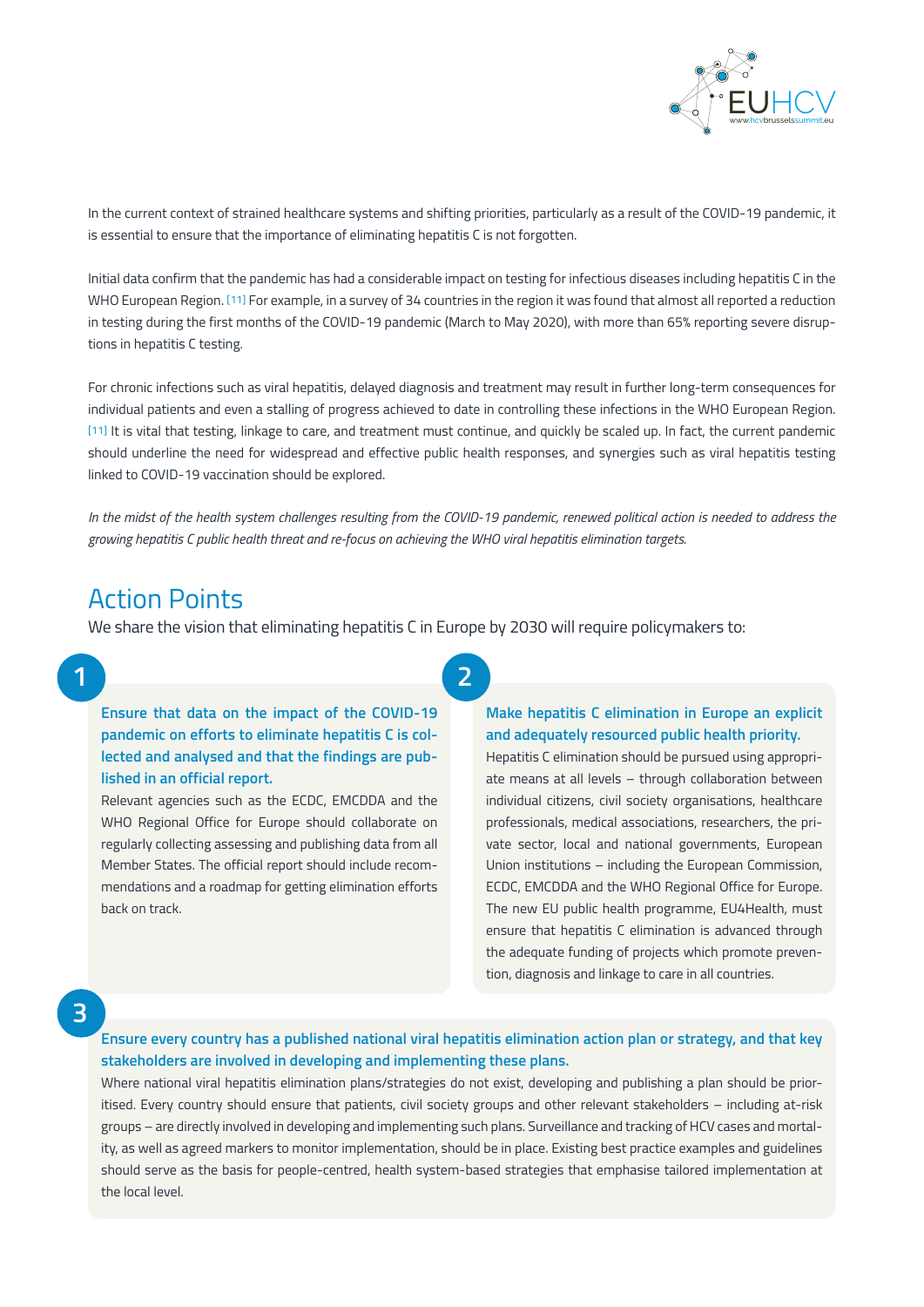In the current context of strained healthcare systems and shifting priorities, particularly as a result of the COVID-19 pandemic, it is essential to ensure that the importance of eliminating hepatitis C is not forgotten.

Initial data confirm that the pandemic has had a considerable impact on testing for infectious diseases including hepatitis C in the WHO European Region. [11] For example, in a survey of 34 countries in the region it was found that almost all reported a reduction in testing during the first months of the COVID-19 pandemic (March to May 2020), with more than 65% reporting severe disruptions in hepatitis C testing.

For chronic infections such as viral hepatitis, delayed diagnosis and treatment may result in further long-term consequences for individual patients and even a stalling of progress achieved to date in controlling these infections in the WHO European Region. [11] It is vital that testing, linkage to care, and treatment must continue, and quickly be scaled up. In fact, the current pandemic should underline the need for widespread and effective public health responses, and synergies such as viral hepatitis testing linked to COVID-19 vaccination should be explored.

*In the midst of the health system challenges resulting from the COVID-19 pandemic, renewed political action is needed to address the growing hepatitis C public health threat and re-focus on achieving the WHO viral hepatitis elimination targets.*

# Action Points

We share the vision that eliminating hepatitis C in Europe by 2030 will require policymakers to:

**1**

**Ensure that data on the impact of the COVID-19 pandemic on efforts to eliminate hepatitis C is collected and analysed and that the findings are published in an official report.**

Relevant agencies such as the ECDC, EMCDDA and the WHO Regional Office for Europe should collaborate on regularly collecting assessing and publishing data from all Member States. The official report should include recommendations and a roadmap for getting elimination efforts back on track.

**2**

**Make hepatitis C elimination in Europe an explicit and adequately resourced public health priority.**

Hepatitis C elimination should be pursued using appropriate means at all levels – through collaboration between individual citizens, civil society organisations, healthcare professionals, medical associations, researchers, the private sector, local and national governments, European Union institutions – including the European Commission, ECDC, EMCDDA and the WHO Regional Office for Europe. The new EU public health programme, EU4Health, must ensure that hepatitis C elimination is advanced through the adequate funding of projects which promote prevention, diagnosis and linkage to care in all countries.

**3**

**Ensure every country has a published national viral hepatitis elimination action plan or strategy, and that key stakeholders are involved in developing and implementing these plans.**

Where national viral hepatitis elimination plans/strategies do not exist, developing and publishing a plan should be prioritised. Every country should ensure that patients, civil society groups and other relevant stakeholders – including at-risk groups – are directly involved in developing and implementing such plans. Surveillance and tracking of HCV cases and mortality, as well as agreed markers to monitor implementation, should be in place. Existing best practice examples and guidelines should serve as the basis for people-centred, health system-based strategies that emphasise tailored implementation at the local level.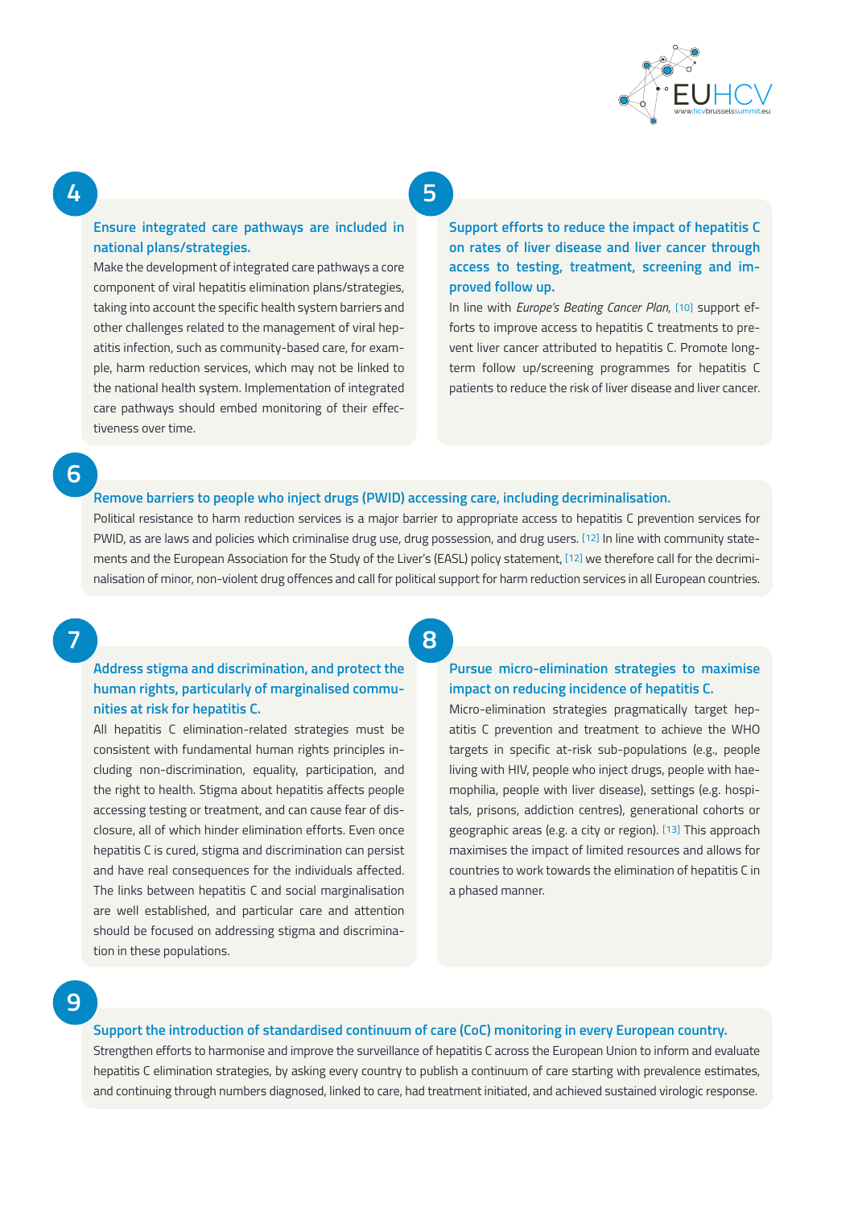## 4

### Ensure integrated care pathways are included in national plans/strategies.

Make the development of integrated care pathways a core component of viral hepatitis elimination plans/strategies, taking into account the specific health system barriers and other challenges related to the management of viral hepatitis infection, such as community-based care, for example, harm reduction services, which may not be linked to the national health system. Implementation of integrated care pathways should embed monitoring of their effectiveness over time.

## 5

### Support efforts to reduce the impact of hepatitis C on rates of liver disease and liver cancer through access to testing, treatment, screening and improved follow up.

In line with *Europe's Beating Cancer Plan*, [10] support efforts to improve access to hepatitis C treatments to prevent liver cancer attributed to hepatitis C. Promote long-term follow up/screening programmes for hepatitis C patients to reduce the risk of liver disease and liver cancer.

## 6

### Remove barriers to people who inject drugs (PWID) accessing care, including decriminalisation.

Political resistance to harm reduction services is a major barrier to appropriate access to hepatitis C prevention services for PWID, as are laws and policies which criminalise drug use, drug possession, and drug users. [12] In line with community statements and the European Association for the Study of the Liver's (EASL) policy statement, [12] we therefore call for the decriminalisation of minor, non-violent drug offences and call for political support for harm reduction services in all European countries.

## 7

### Address stigma and discrimination, and protect the human rights, particularly of marginalised communities at risk for hepatitis C.

All hepatitis C elimination-related strategies must be consistent with fundamental human rights principles including non-discrimination, equality, participation, and the right to health. Stigma about hepatitis affects people accessing testing or treatment, and can cause fear of disclosure, all of which hinder elimination efforts. Even once hepatitis C is cured, stigma and discrimination can persist and have real consequences for the individuals affected. The links between hepatitis C and social marginalisation are well established, and particular care and attention should be focused on addressing stigma and discrimination in these populations.

## 8

### Pursue micro-elimination strategies to maximise impact on reducing incidence of hepatitis C.

Micro-elimination strategies pragmatically target hepatitis C prevention and treatment to achieve the WHO targets in specific at-risk sub-populations (e.g., people living with HIV, people who inject drugs, people with haemophilia, people with liver disease), settings (e.g. hospitals, prisons, addiction centres), generational cohorts or geographic areas (e.g. a city or region). [13] This approach maximises the impact of limited resources and allows for countries to work towards the elimination of hepatitis C in a phased manner.

## 9

### Support the introduction of standardised continuum of care (CoC) monitoring in every European country.

Strengthen efforts to harmonise and improve the surveillance of hepatitis C across the European Union to inform and evaluate hepatitis C elimination strategies, by asking every country to publish a continuum of care starting with prevalence estimates, and continuing through numbers diagnosed, linked to care, had treatment initiated, and achieved sustained virologic response.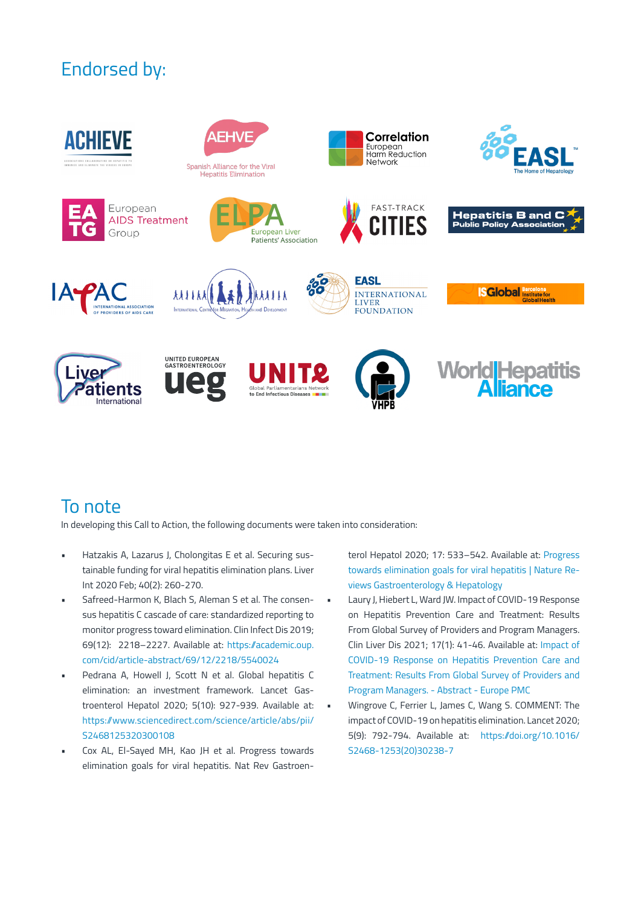## Endorsed by:

## To note

In developing this Call to Action, the following documents were taken into consideration:

- Hatzakis A, Lazarus J, Cholongitas E et al. Securing sustainable funding for viral hepatitis elimination plans. Liver Int 2020 Feb; 40(2): 260-270.
- Safreed-Harmon K, Blach S, Aleman S et al. The consensus hepatitis C cascade of care: standardized reporting to monitor progress toward elimination. Clin Infect Dis 2019; 69(12): 2218–2227. Available at: https://academic.oup.com/cid/article-abstract/69/12/2218/5540024
- Pedrana A, Howell J, Scott N et al. Global hepatitis C elimination: an investment framework. Lancet Gastroenterol Hepatol 2020; 5(10): 927-939. Available at: https://www.sciencedirect.com/science/article/abs/pii/S2468125320300108
- Cox AL, El-Sayed MH, Kao JH et al. Progress towards elimination goals for viral hepatitis. Nat Rev Gastroenterol Hepatol 2020; 17: 533–542. Available at: Progress towards elimination goals for viral hepatitis | Nature Reviews Gastroenterology & Hepatology
- Laury J, Hiebert L, Ward JW. Impact of COVID-19 Response on Hepatitis Prevention Care and Treatment: Results From Global Survey of Providers and Program Managers. Clin Liver Dis 2021; 17(1): 41-46. Available at: Impact of COVID-19 Response on Hepatitis Prevention Care and Treatment: Results From Global Survey of Providers and Program Managers. - Abstract - Europe PMC
- Wingrove C, Ferrier L, James C, Wang S. COMMENT: The impact of COVID-19 on hepatitis elimination. Lancet 2020; 5(9): 792-794. Available at: https://doi.org/10.1016/S2468-1253(20)30238-7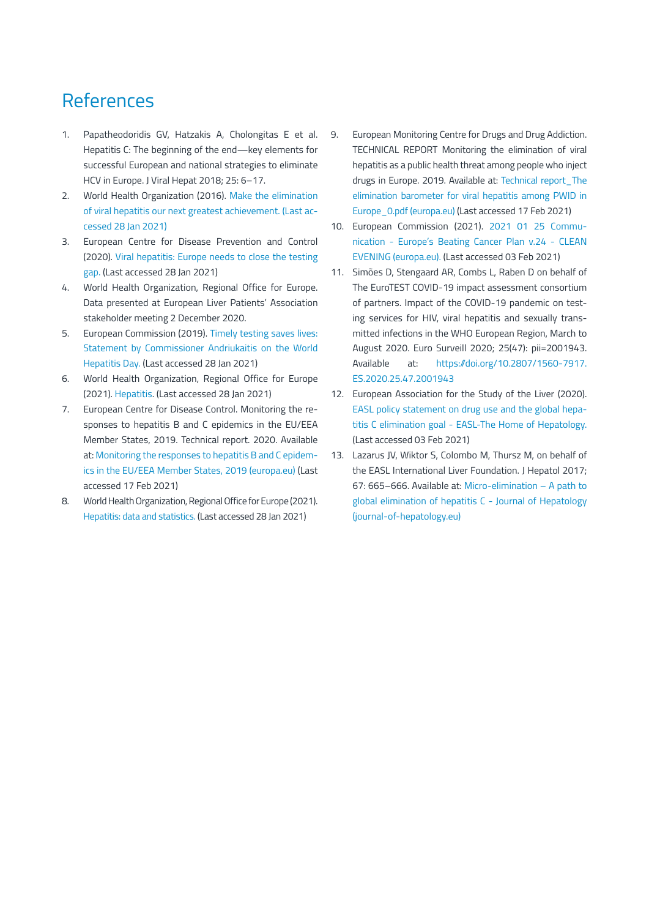# References

1. Papatheodoridis GV, Hatzakis A, Cholongitas E et al. Hepatitis C: The beginning of the end—key elements for successful European and national strategies to eliminate HCV in Europe. J Viral Hepat 2018; 25: 6–17.
2. World Health Organization (2016). Make the elimination of viral hepatitis our next greatest achievement. (Last accessed 28 Jan 2021)
3. European Centre for Disease Prevention and Control (2020). Viral hepatitis: Europe needs to close the testing gap. (Last accessed 28 Jan 2021)
4. World Health Organization, Regional Office for Europe. Data presented at European Liver Patients' Association stakeholder meeting 2 December 2020.
5. European Commission (2019). Timely testing saves lives: Statement by Commissioner Andriukaitis on the World Hepatitis Day. (Last accessed 28 Jan 2021)
6. World Health Organization, Regional Office for Europe (2021). Hepatitis. (Last accessed 28 Jan 2021)
7. European Centre for Disease Control. Monitoring the responses to hepatitis B and C epidemics in the EU/EEA Member States, 2019. Technical report. 2020. Available at: Monitoring the responses to hepatitis B and C epidemics in the EU/EEA Member States, 2019 (europa.eu) (Last accessed 17 Feb 2021)
8. World Health Organization, Regional Office for Europe (2021). Hepatitis: data and statistics. (Last accessed 28 Jan 2021)
9. European Monitoring Centre for Drugs and Drug Addiction. TECHNICAL REPORT Monitoring the elimination of viral hepatitis as a public health threat among people who inject drugs in Europe. 2019. Available at: Technical report_The elimination barometer for viral hepatitis among PWID in Europe_0.pdf (europa.eu) (Last accessed 17 Feb 2021)
10. European Commission (2021). 2021 01 25 Communication - Europe's Beating Cancer Plan v.24 - CLEAN EVENING (europa.eu). (Last accessed 03 Feb 2021)
11. Simões D, Stengaard AR, Combs L, Raben D on behalf of The EuroTEST COVID-19 impact assessment consortium of partners. Impact of the COVID-19 pandemic on testing services for HIV, viral hepatitis and sexually transmitted infections in the WHO European Region, March to August 2020. Euro Surveill 2020; 25(47): pii=2001943. Available at: https://doi.org/10.2807/1560-7917.ES.2020.25.47.2001943
12. European Association for the Study of the Liver (2020). EASL policy statement on drug use and the global hepatitis C elimination goal - EASL-The Home of Hepatology. (Last accessed 03 Feb 2021)
13. Lazarus JV, Wiktor S, Colombo M, Thursz M, on behalf of the EASL International Liver Foundation. J Hepatol 2017; 67: 665–666. Available at: Micro-elimination – A path to global elimination of hepatitis C - Journal of Hepatology (journal-of-hepatology.eu)